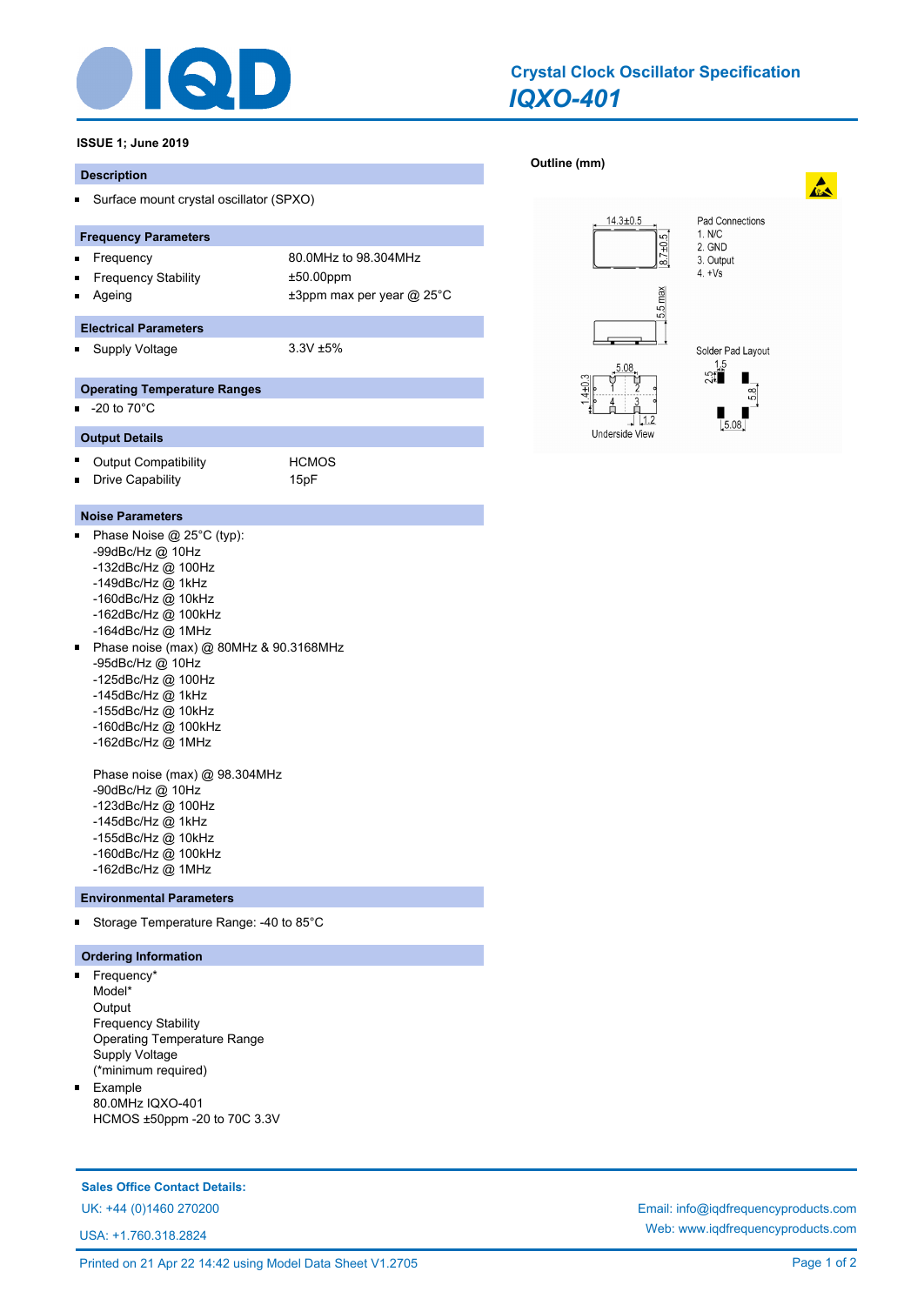# Crystal Clock Oscillator Specification

## IQXO-401

**ISSUE 1; June 2019**

### Description

- Surface mount crystal oscillator (SPXO)

### Frequency Parameters

| | |
|---|---|
| Frequency | 80.0MHz to 98.304MHz |
| Frequency Stability | ±50.00ppm |
| Ageing | ±3ppm max per year @ 25°C |

### Electrical Parameters

| | |
|---|---|
| Supply Voltage | 3.3V ±5% |

### Operating Temperature Ranges

- -20 to 70°C

### Output Details

| | |
|---|---|
| Output Compatibility | HCMOS |
| Drive Capability | 15pF |

### Noise Parameters

- Phase Noise @ 25°C (typ):
  -99dBc/Hz @ 10Hz
  -132dBc/Hz @ 100Hz
  -149dBc/Hz @ 1kHz
  -160dBc/Hz @ 10kHz
  -162dBc/Hz @ 100kHz
  -164dBc/Hz @ 1MHz
- Phase noise (max) @ 80MHz & 90.3168MHz
  -95dBc/Hz @ 10Hz
  -125dBc/Hz @ 100Hz
  -145dBc/Hz @ 1kHz
  -155dBc/Hz @ 10kHz
  -160dBc/Hz @ 100kHz
  -162dBc/Hz @ 1MHz

  Phase noise (max) @ 98.304MHz
  -90dBc/Hz @ 10Hz
  -123dBc/Hz @ 100Hz
  -145dBc/Hz @ 1kHz
  -155dBc/Hz @ 10kHz
  -160dBc/Hz @ 100kHz
  -162dBc/Hz @ 1MHz

### Environmental Parameters

- Storage Temperature Range: -40 to 85°C

### Ordering Information

- Frequency*
  Model*
  Output
  Frequency Stability
  Operating Temperature Range
  Supply Voltage
  (*minimum required)
- Example
  80.0MHz IQXO-401
  HCMOS ±50ppm -20 to 70C 3.3V

### Outline (mm)

14.3±0.5
8.7±0.5
5.5 max

Pad Connections
1. N/C
2. GND
3. Output
4. +Vs

Solder Pad Layout
1.5
2.5
5.8
5.08

5.08
1.4±0.3
1.2
Underside View

**Sales Office Contact Details:**

UK: +44 (0)1460 270200

USA: +1.760.318.2824

Email: info@iqdfrequencyproducts.com

Web: www.iqdfrequencyproducts.com

Printed on 21 Apr 22 14:42 using Model Data Sheet V1.2705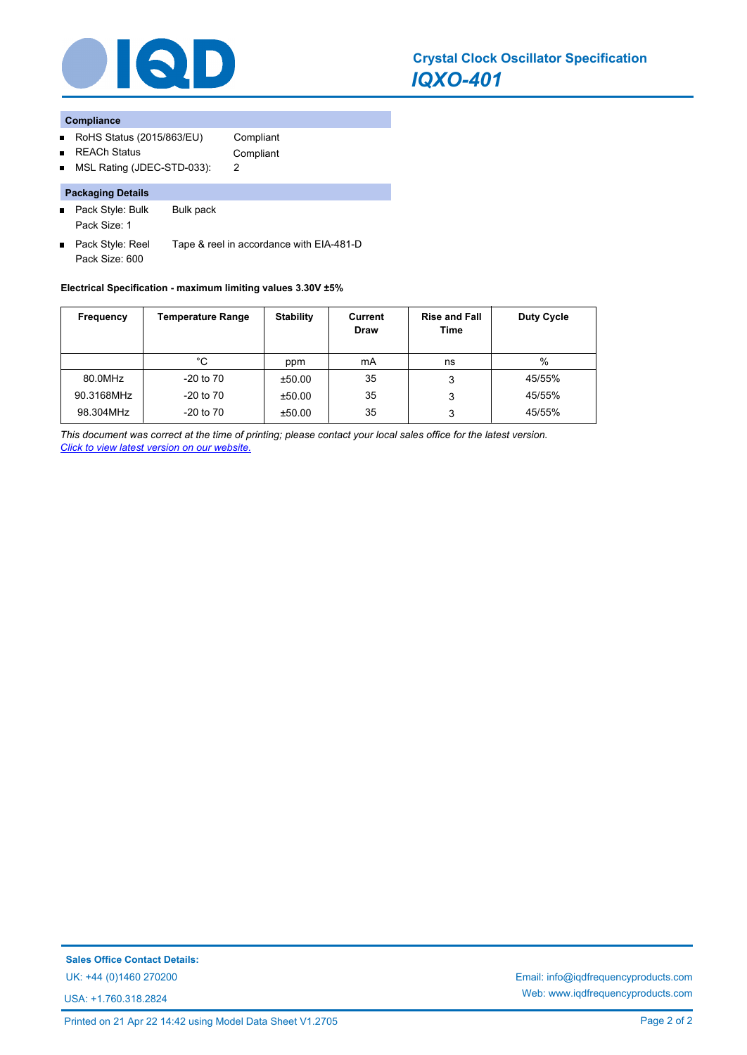### Compliance

- RoHS Status (2015/863/EU) Compliant
- REACh Status Compliant
- MSL Rating (JDEC-STD-033): 2

### Packaging Details

- Pack Style: Bulk Bulk pack
  Pack Size: 1
- Pack Style: Reel Tape & reel in accordance with EIA-481-D
  Pack Size: 600

**Electrical Specification - maximum limiting values 3.30V ±5%**

| Frequency | Temperature Range | Stability | Current Draw | Rise and Fall Time | Duty Cycle |
|---|---|---|---|---|---|
| | °C | ppm | mA | ns | % |
| 80.0MHz | -20 to 70 | ±50.00 | 35 | 3 | 45/55% |
| 90.3168MHz | -20 to 70 | ±50.00 | 35 | 3 | 45/55% |
| 98.304MHz | -20 to 70 | ±50.00 | 35 | 3 | 45/55% |

*This document was correct at the time of printing; please contact your local sales office for the latest version.*
*Click to view latest version on our website.*

**Sales Office Contact Details:**

UK: +44 (0)1460 270200

USA: +1.760.318.2824

Email: info@iqdfrequencyproducts.com

Web: www.iqdfrequencyproducts.com